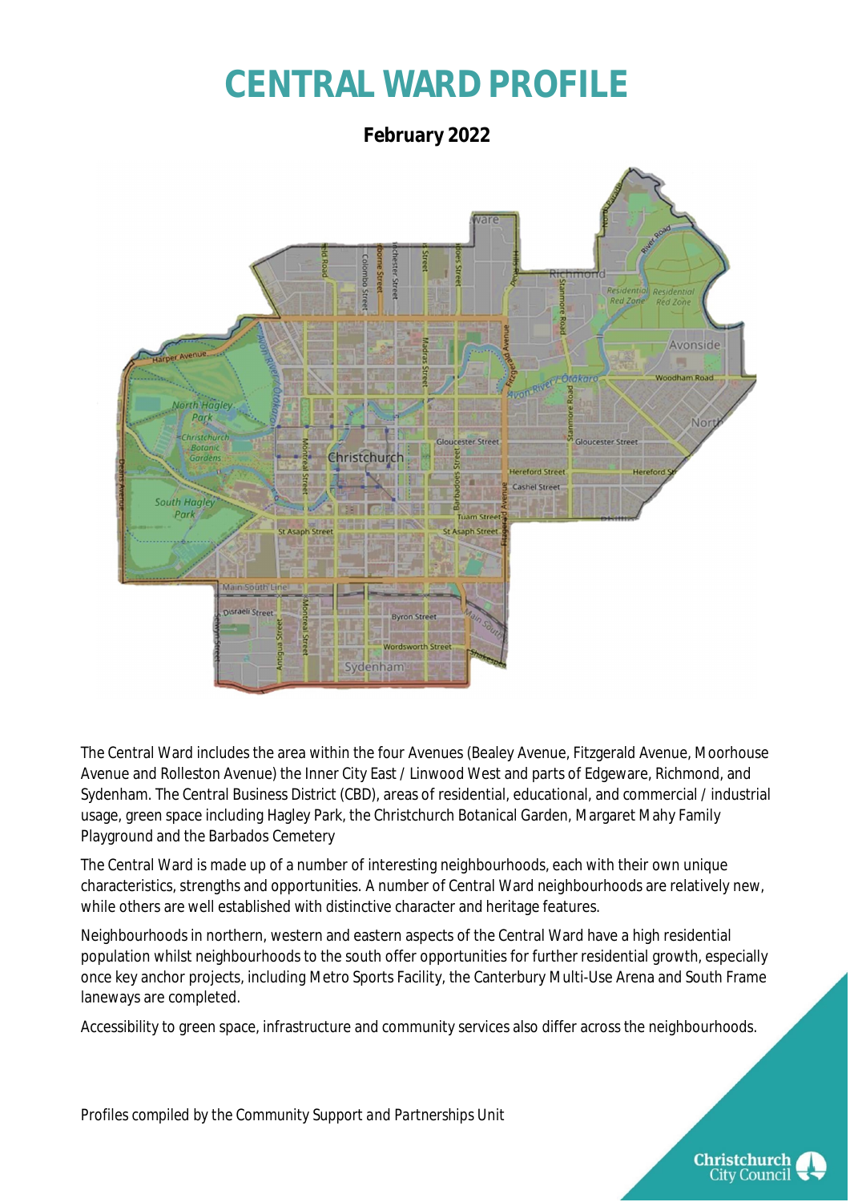# CENTRAL WARD PROFILE

**February 2022**

The Central Ward includes the area within the four Avenues (Bealey Avenue, Fitzgerald Avenue, Moorhouse Avenue and Rolleston Avenue) the Inner City East / Linwood West and parts of Edgeware, Richmond, and Sydenham. The Central Business District (CBD), areas of residential, educational, and commercial / industrial usage, green space including Hagley Park, the Christchurch Botanical Garden, Margaret Mahy Family Playground and the Barbados Cemetery

The Central Ward is made up of a number of interesting neighbourhoods, each with their own unique characteristics, strengths and opportunities. A number of Central Ward neighbourhoods are relatively new, while others are well established with distinctive character and heritage features.

Neighbourhoods in northern, western and eastern aspects of the Central Ward have a high residential population whilst neighbourhoods to the south offer opportunities for further residential growth, especially once key anchor projects, including Metro Sports Facility, the Canterbury Multi-Use Arena and South Frame laneways are completed.

Accessibility to green space, infrastructure and community services also differ across the neighbourhoods.

*Profiles compiled by the Community Support and Partnerships Unit*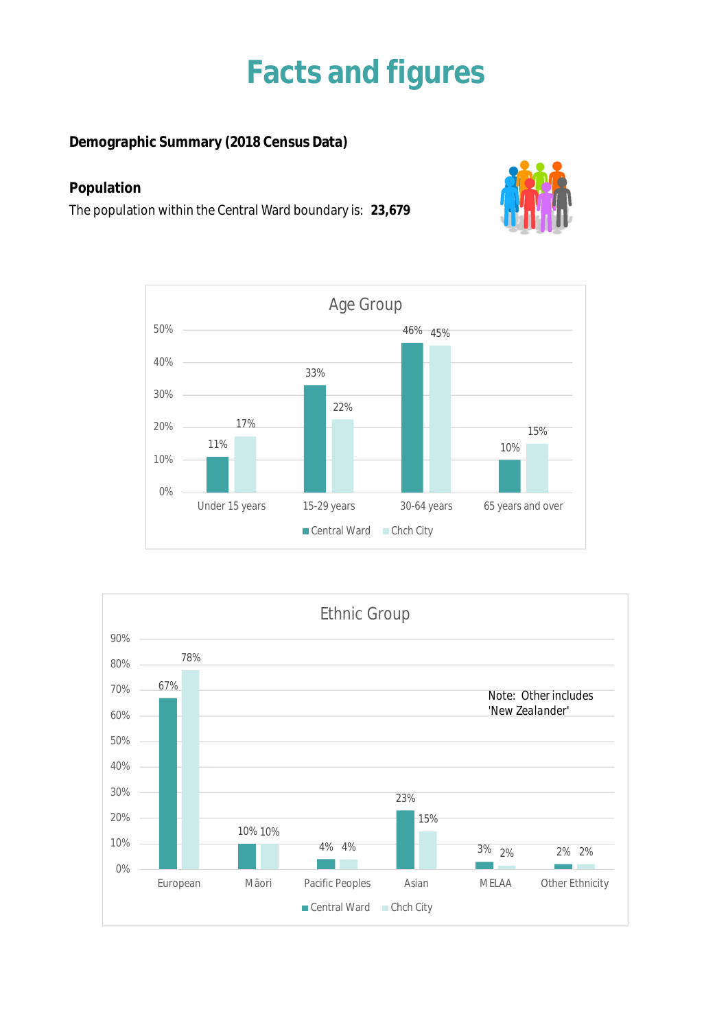# Facts and figures

**Demographic Summary (2018 Census Data)**

**Population**

The population within the Central Ward boundary is: **23,679**

**Age Group**

| Age Group | Central Ward | Chch City |
|---|---|---|
| Under 15 years | 11% | 17% |
| 15-29 years | 33% | 22% |
| 30-64 years | 46% | 45% |
| 65 years and over | 10% | 15% |

**Ethnic Group**

| Ethnic Group | Central Ward | Chch City |
|---|---|---|
| European | 67% | 78% |
| Māori | 10% | 10% |
| Pacific Peoples | 4% | 4% |
| Asian | 23% | 15% |
| MELAA | 3% | 2% |
| Other Ethnicity | 2% | 2% |

Note: Other includes 'New Zealander'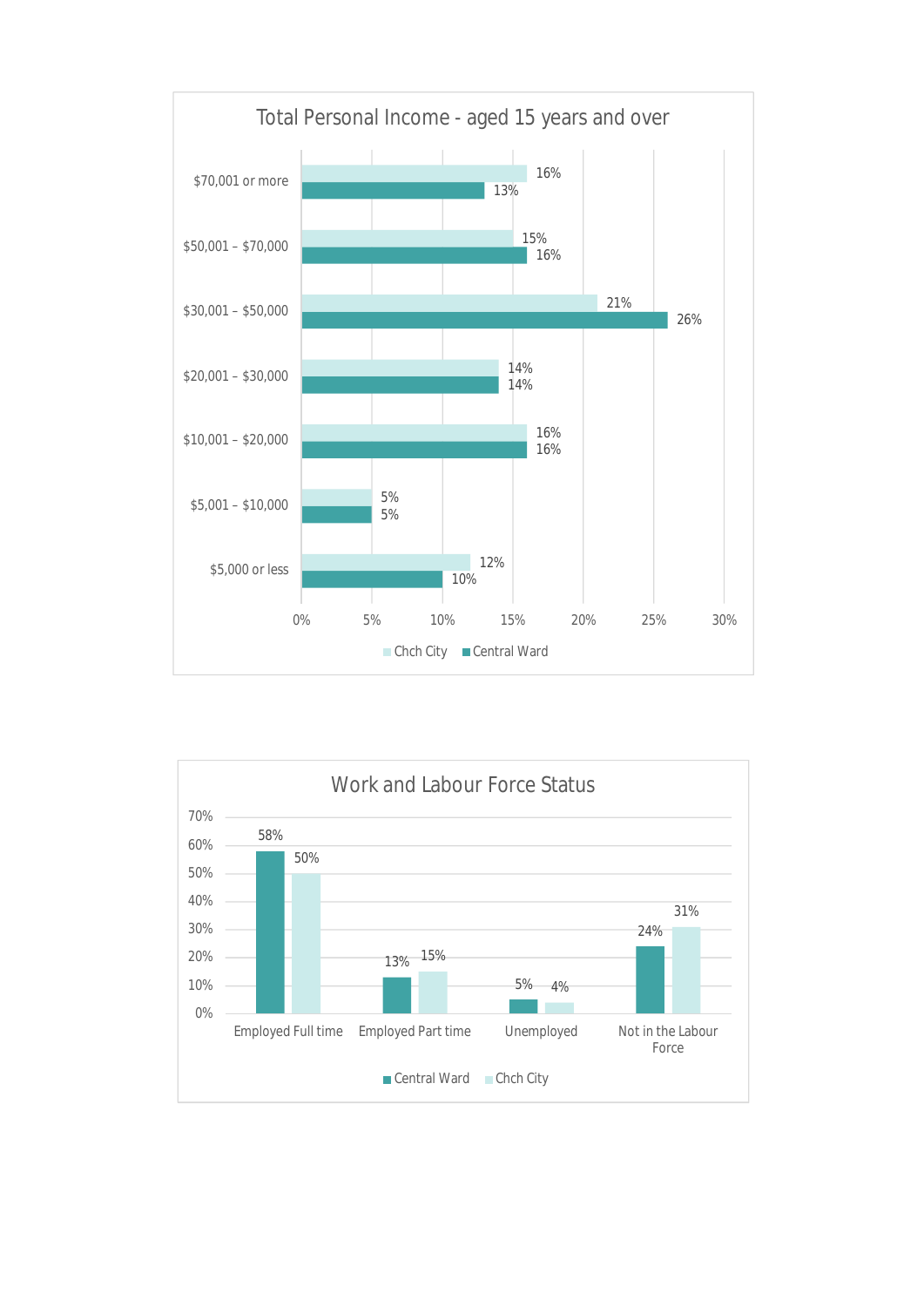## Total Personal Income - aged 15 years and over

| Income | Chch City | Central Ward |
|---|---|---|
| $70,001 or more | 16% | 13% |
| $50,001 – $70,000 | 15% | 16% |
| $30,001 – $50,000 | 21% | 26% |
| $20,001 – $30,000 | 14% | 14% |
| $10,001 – $20,000 | 16% | 16% |
| $5,001 – $10,000 | 5% | 5% |
| $5,000 or less | 12% | 10% |

## Work and Labour Force Status

| Status | Central Ward | Chch City |
|---|---|---|
| Employed Full time | 58% | 50% |
| Employed Part time | 13% | 15% |
| Unemployed | 5% | 4% |
| Not in the Labour Force | 24% | 31% |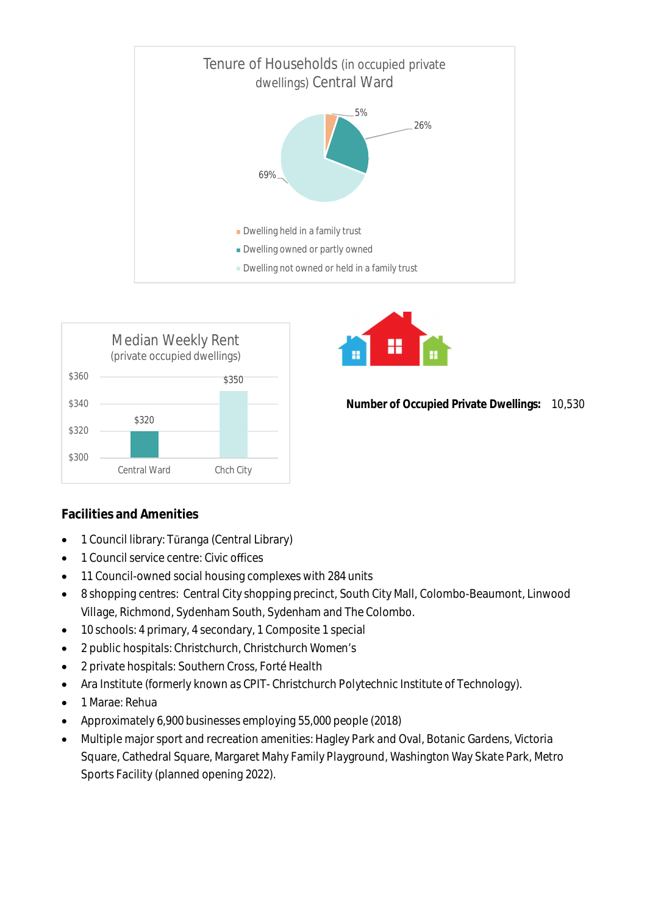**Tenure of Households** (in occupied private dwellings) **Central Ward**

- Dwelling held in a family trust: 5%
- Dwelling owned or partly owned: 26%
- Dwelling not owned or held in a family trust: 69%

**Median Weekly Rent** (private occupied dwellings)

| | Central Ward | Chch City |
|---|---|---|
| Median Weekly Rent | $320 | $350 |

**Number of Occupied Private Dwellings:** 10,530

**Facilities and Amenities**

- 1 Council library: Tūranga (Central Library)
- 1 Council service centre: Civic offices
- 11 Council-owned social housing complexes with 284 units
- 8 shopping centres: Central City shopping precinct, South City Mall, Colombo-Beaumont, Linwood Village, Richmond, Sydenham South, Sydenham and The Colombo.
- 10 schools: 4 primary, 4 secondary, 1 Composite 1 special
- 2 public hospitals: Christchurch, Christchurch Women's
- 2 private hospitals: Southern Cross, Forté Health
- Ara Institute (formerly known as CPIT- Christchurch Polytechnic Institute of Technology).
- 1 Marae: Rehua
- Approximately 6,900 businesses employing 55,000 people (2018)
- Multiple major sport and recreation amenities: Hagley Park and Oval, Botanic Gardens, Victoria Square, Cathedral Square, Margaret Mahy Family Playground, Washington Way Skate Park, Metro Sports Facility (planned opening 2022).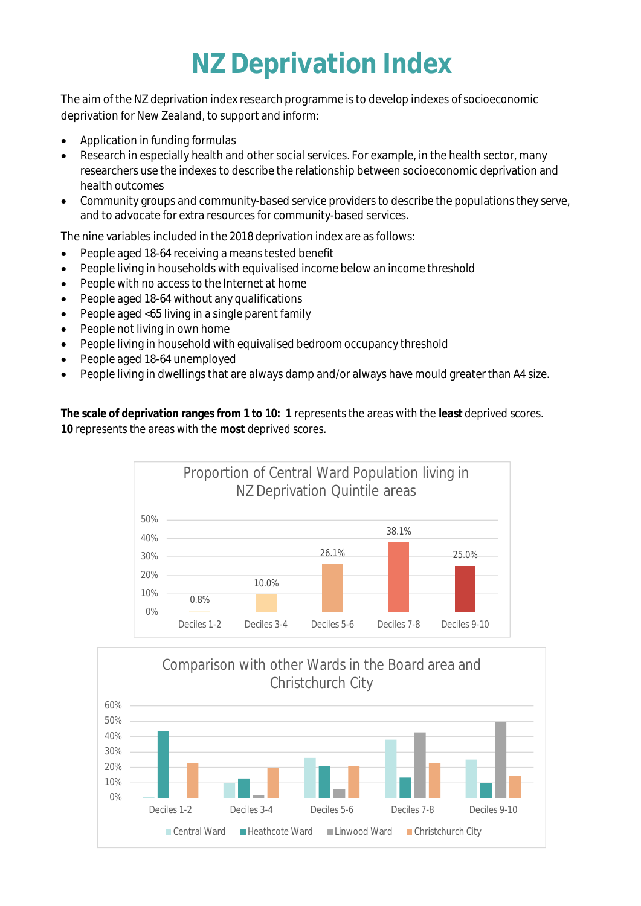# NZ Deprivation Index

The aim of the NZ deprivation index research programme is to develop indexes of socioeconomic deprivation for New Zealand, to support and inform:

- Application in funding formulas
- Research in especially health and other social services. For example, in the health sector, many researchers use the indexes to describe the relationship between socioeconomic deprivation and health outcomes
- Community groups and community-based service providers to describe the populations they serve, and to advocate for extra resources for community-based services.

The nine variables included in the 2018 deprivation index are as follows:

- People aged 18-64 receiving a means tested benefit
- People living in households with equivalised income below an income threshold
- People with no access to the Internet at home
- People aged 18-64 without any qualifications
- People aged <65 living in a single parent family
- People not living in own home
- People living in household with equivalised bedroom occupancy threshold
- People aged 18-64 unemployed
- People living in dwellings that are always damp and/or always have mould greater than A4 size.

**The scale of deprivation ranges from 1 to 10: 1** represents the areas with the **least** deprived scores. **10** represents the areas with the **most** deprived scores.

**Proportion of Central Ward Population living in NZ Deprivation Quintile areas**

| Deciles 1-2 | Deciles 3-4 | Deciles 5-6 | Deciles 7-8 | Deciles 9-10 |
|---|---|---|---|---|
| 0.8% | 10.0% | 26.1% | 38.1% | 25.0% |

**Comparison with other Wards in the Board area and Christchurch City**

Legend: Central Ward, Heathcote Ward, Linwood Ward, Christchurch City

Categories: Deciles 1-2, Deciles 3-4, Deciles 5-6, Deciles 7-8, Deciles 9-10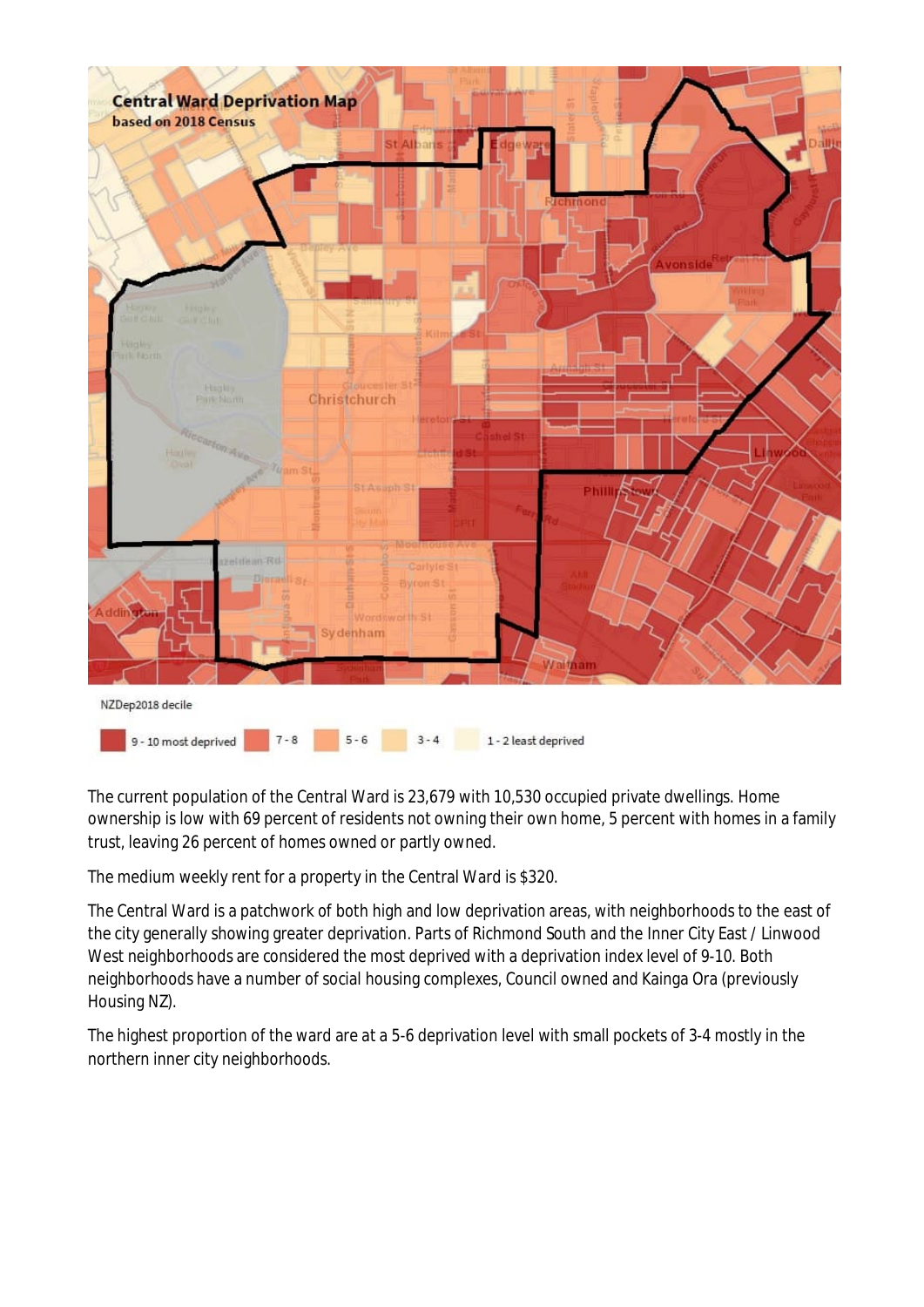**Central Ward Deprivation Map**
**based on 2018 Census**

NZDep2018 decile

9 - 10 most deprived | 7 - 8 | 5 - 6 | 3 - 4 | 1 - 2 least deprived

The current population of the Central Ward is 23,679 with 10,530 occupied private dwellings. Home ownership is low with 69 percent of residents not owning their own home, 5 percent with homes in a family trust, leaving 26 percent of homes owned or partly owned.

The medium weekly rent for a property in the Central Ward is $320.

The Central Ward is a patchwork of both high and low deprivation areas, with neighborhoods to the east of the city generally showing greater deprivation. Parts of Richmond South and the Inner City East / Linwood West neighborhoods are considered the most deprived with a deprivation index level of 9-10. Both neighborhoods have a number of social housing complexes, Council owned and Kainga Ora (previously Housing NZ).

The highest proportion of the ward are at a 5-6 deprivation level with small pockets of 3-4 mostly in the northern inner city neighborhoods.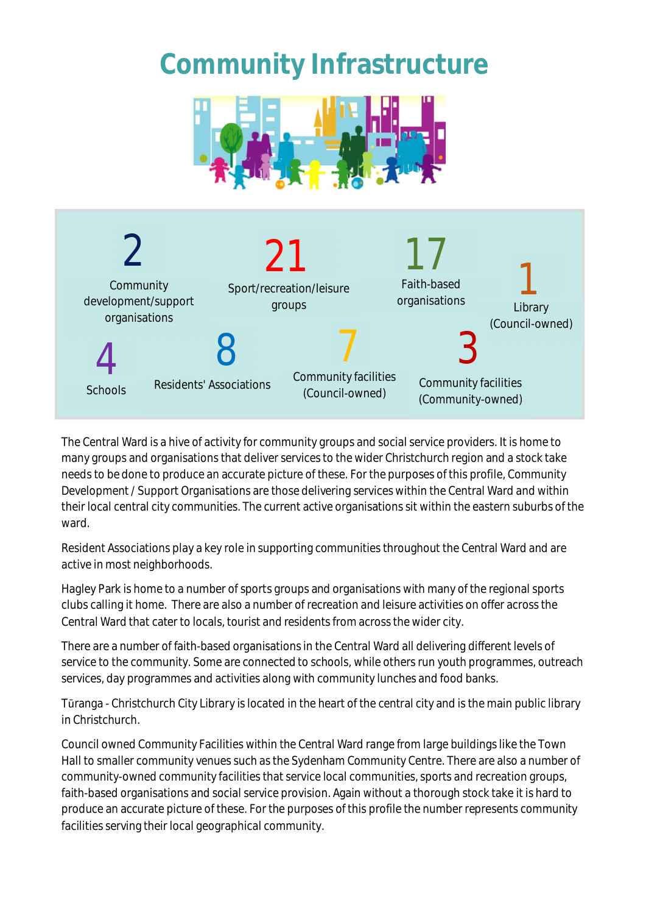# Community Infrastructure

**2**
Community development/support organisations

**21**
Sport/recreation/leisure groups

**17**
Faith-based organisations

**1**
Library (Council-owned)

**4**
Schools

**8**
Residents' Associations

**7**
Community facilities (Council-owned)

**3**
Community facilities (Community-owned)

The Central Ward is a hive of activity for community groups and social service providers. It is home to many groups and organisations that deliver services to the wider Christchurch region and a stock take needs to be done to produce an accurate picture of these. For the purposes of this profile, Community Development / Support Organisations are those delivering services within the Central Ward and within their local central city communities. The current active organisations sit within the eastern suburbs of the ward.

Resident Associations play a key role in supporting communities throughout the Central Ward and are active in most neighborhoods.

Hagley Park is home to a number of sports groups and organisations with many of the regional sports clubs calling it home. There are also a number of recreation and leisure activities on offer across the Central Ward that cater to locals, tourist and residents from across the wider city.

There are a number of faith-based organisations in the Central Ward all delivering different levels of service to the community. Some are connected to schools, while others run youth programmes, outreach services, day programmes and activities along with community lunches and food banks.

Tūranga - Christchurch City Library is located in the heart of the central city and is the main public library in Christchurch.

Council owned Community Facilities within the Central Ward range from large buildings like the Town Hall to smaller community venues such as the Sydenham Community Centre. There are also a number of community-owned community facilities that service local communities, sports and recreation groups, faith-based organisations and social service provision. Again without a thorough stock take it is hard to produce an accurate picture of these. For the purposes of this profile the number represents community facilities serving their local geographical community.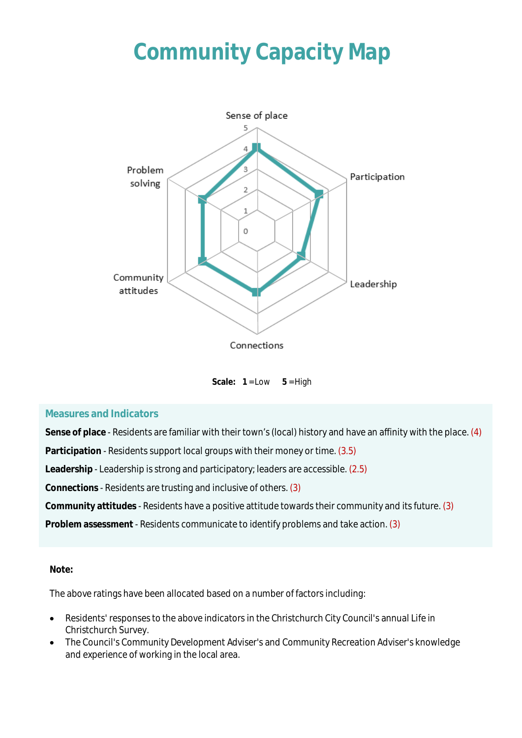# Community Capacity Map

**Scale:** **1** =Low **5** =High

## Measures and Indicators

**Sense of place** - Residents are familiar with their town's (local) history and have an affinity with the place. (4)

**Participation** - Residents support local groups with their money or time. (3.5)

**Leadership** - Leadership is strong and participatory; leaders are accessible. (2.5)

**Connections** - Residents are trusting and inclusive of others. (3)

**Community attitudes** - Residents have a positive attitude towards their community and its future. (3)

**Problem assessment** - Residents communicate to identify problems and take action. (3)

**Note:**

The above ratings have been allocated based on a number of factors including:

- Residents' responses to the above indicators in the Christchurch City Council's annual Life in Christchurch Survey.
- The Council's Community Development Adviser's and Community Recreation Adviser's knowledge and experience of working in the local area.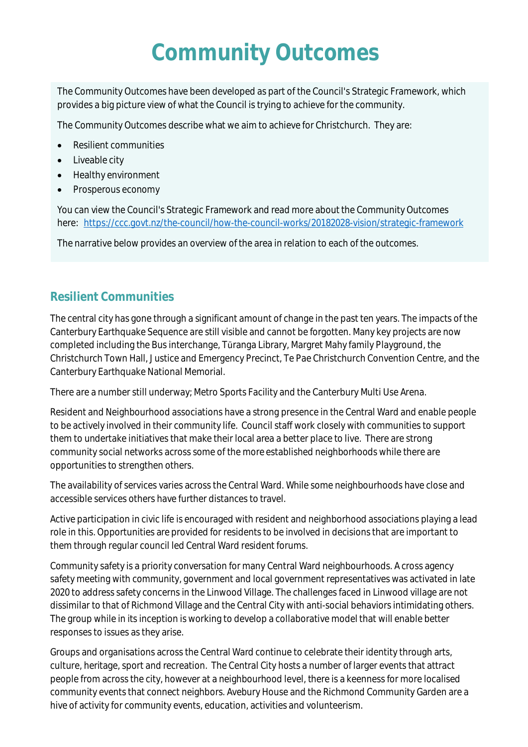# Community Outcomes

The Community Outcomes have been developed as part of the Council's Strategic Framework, which provides a big picture view of what the Council is trying to achieve for the community.

The Community Outcomes describe what we aim to achieve for Christchurch. They are:

- Resilient communities
- Liveable city
- Healthy environment
- Prosperous economy

You can view the Council's Strategic Framework and read more about the Community Outcomes here: https://ccc.govt.nz/the-council/how-the-council-works/20182028-vision/strategic-framework

The narrative below provides an overview of the area in relation to each of the outcomes.

## Resilient Communities

The central city has gone through a significant amount of change in the past ten years. The impacts of the Canterbury Earthquake Sequence are still visible and cannot be forgotten. Many key projects are now completed including the Bus interchange, Tūranga Library, Margret Mahy family Playground, the Christchurch Town Hall, Justice and Emergency Precinct, Te Pae Christchurch Convention Centre, and the Canterbury Earthquake National Memorial.

There are a number still underway; Metro Sports Facility and the Canterbury Multi Use Arena.

Resident and Neighbourhood associations have a strong presence in the Central Ward and enable people to be actively involved in their community life. Council staff work closely with communities to support them to undertake initiatives that make their local area a better place to live. There are strong community social networks across some of the more established neighborhoods while there are opportunities to strengthen others.

The availability of services varies across the Central Ward. While some neighbourhoods have close and accessible services others have further distances to travel.

Active participation in civic life is encouraged with resident and neighborhood associations playing a lead role in this. Opportunities are provided for residents to be involved in decisions that are important to them through regular council led Central Ward resident forums.

Community safety is a priority conversation for many Central Ward neighbourhoods. A cross agency safety meeting with community, government and local government representatives was activated in late 2020 to address safety concerns in the Linwood Village. The challenges faced in Linwood village are not dissimilar to that of Richmond Village and the Central City with anti-social behaviors intimidating others. The group while in its inception is working to develop a collaborative model that will enable better responses to issues as they arise.

Groups and organisations across the Central Ward continue to celebrate their identity through arts, culture, heritage, sport and recreation. The Central City hosts a number of larger events that attract people from across the city, however at a neighbourhood level, there is a keenness for more localised community events that connect neighbors. Avebury House and the Richmond Community Garden are a hive of activity for community events, education, activities and volunteerism.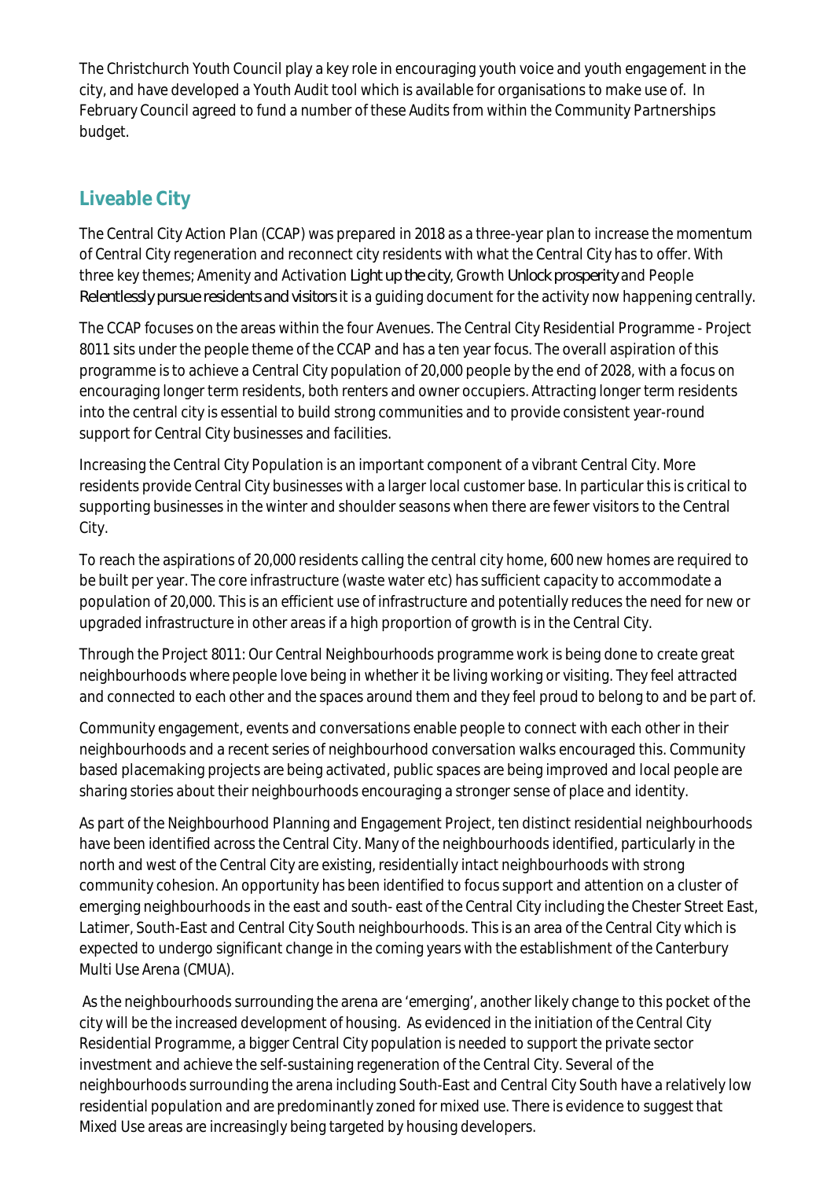The Christchurch Youth Council play a key role in encouraging youth voice and youth engagement in the city, and have developed a Youth Audit tool which is available for organisations to make use of. In February Council agreed to fund a number of these Audits from within the Community Partnerships budget.

## Liveable City

The Central City Action Plan (CCAP) was prepared in 2018 as a three-year plan to increase the momentum of Central City regeneration and reconnect city residents with what the Central City has to offer. With three key themes; Amenity and Activation *Light up the city*, Growth *Unlock prosperity* and People *Relentlessly pursue residents and visitors* it is a guiding document for the activity now happening centrally.

The CCAP focuses on the areas within the four Avenues. The Central City Residential Programme - Project 8011 sits under the people theme of the CCAP and has a ten year focus. The overall aspiration of this programme is to achieve a Central City population of 20,000 people by the end of 2028, with a focus on encouraging longer term residents, both renters and owner occupiers. Attracting longer term residents into the central city is essential to build strong communities and to provide consistent year-round support for Central City businesses and facilities.

Increasing the Central City Population is an important component of a vibrant Central City. More residents provide Central City businesses with a larger local customer base. In particular this is critical to supporting businesses in the winter and shoulder seasons when there are fewer visitors to the Central City.

To reach the aspirations of 20,000 residents calling the central city home, 600 new homes are required to be built per year. The core infrastructure (waste water etc) has sufficient capacity to accommodate a population of 20,000. This is an efficient use of infrastructure and potentially reduces the need for new or upgraded infrastructure in other areas if a high proportion of growth is in the Central City.

Through the Project 8011: Our Central Neighbourhoods programme work is being done to create great neighbourhoods where people love being in whether it be living working or visiting. They feel attracted and connected to each other and the spaces around them and they feel proud to belong to and be part of.

Community engagement, events and conversations enable people to connect with each other in their neighbourhoods and a recent series of neighbourhood conversation walks encouraged this. Community based placemaking projects are being activated, public spaces are being improved and local people are sharing stories about their neighbourhoods encouraging a stronger sense of place and identity.

As part of the Neighbourhood Planning and Engagement Project, ten distinct residential neighbourhoods have been identified across the Central City. Many of the neighbourhoods identified, particularly in the north and west of the Central City are existing, residentially intact neighbourhoods with strong community cohesion. An opportunity has been identified to focus support and attention on a cluster of emerging neighbourhoods in the east and south- east of the Central City including the Chester Street East, Latimer, South-East and Central City South neighbourhoods. This is an area of the Central City which is expected to undergo significant change in the coming years with the establishment of the Canterbury Multi Use Arena (CMUA).

As the neighbourhoods surrounding the arena are 'emerging', another likely change to this pocket of the city will be the increased development of housing. As evidenced in the initiation of the Central City Residential Programme, a bigger Central City population is needed to support the private sector investment and achieve the self-sustaining regeneration of the Central City. Several of the neighbourhoods surrounding the arena including South-East and Central City South have a relatively low residential population and are predominantly zoned for mixed use. There is evidence to suggest that Mixed Use areas are increasingly being targeted by housing developers.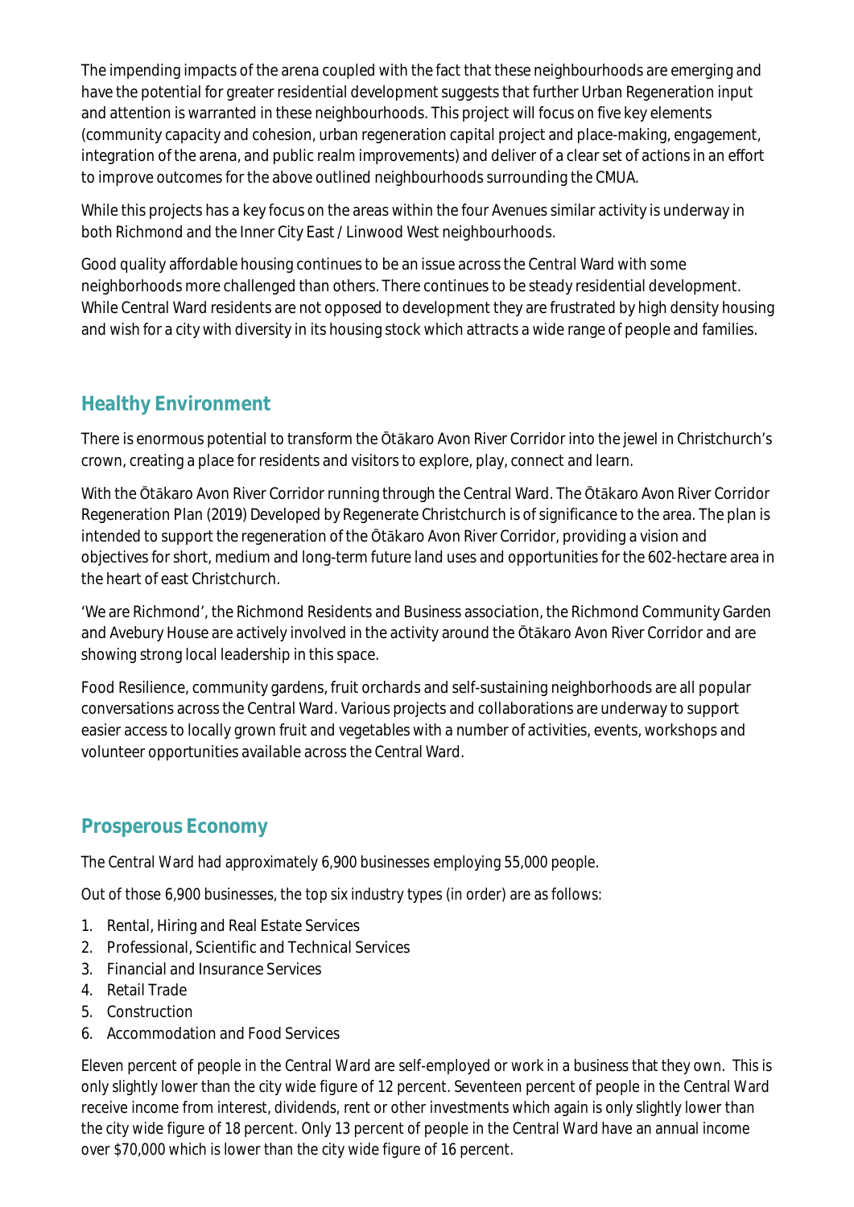The impending impacts of the arena coupled with the fact that these neighbourhoods are emerging and have the potential for greater residential development suggests that further Urban Regeneration input and attention is warranted in these neighbourhoods. This project will focus on five key elements (community capacity and cohesion, urban regeneration capital project and place-making, engagement, integration of the arena, and public realm improvements) and deliver of a clear set of actions in an effort to improve outcomes for the above outlined neighbourhoods surrounding the CMUA.

While this projects has a key focus on the areas within the four Avenues similar activity is underway in both Richmond and the Inner City East / Linwood West neighbourhoods.

Good quality affordable housing continues to be an issue across the Central Ward with some neighborhoods more challenged than others. There continues to be steady residential development. While Central Ward residents are not opposed to development they are frustrated by high density housing and wish for a city with diversity in its housing stock which attracts a wide range of people and families.

## Healthy Environment

There is enormous potential to transform the Ōtākaro Avon River Corridor into the jewel in Christchurch's crown, creating a place for residents and visitors to explore, play, connect and learn.

With the Ōtākaro Avon River Corridor running through the Central Ward. The Ōtākaro Avon River Corridor Regeneration Plan (2019) Developed by Regenerate Christchurch is of significance to the area. The plan is intended to support the regeneration of the Ōtākaro Avon River Corridor, providing a vision and objectives for short, medium and long-term future land uses and opportunities for the 602-hectare area in the heart of east Christchurch.

'We are Richmond', the Richmond Residents and Business association, the Richmond Community Garden and Avebury House are actively involved in the activity around the Ōtākaro Avon River Corridor and are showing strong local leadership in this space.

Food Resilience, community gardens, fruit orchards and self-sustaining neighborhoods are all popular conversations across the Central Ward. Various projects and collaborations are underway to support easier access to locally grown fruit and vegetables with a number of activities, events, workshops and volunteer opportunities available across the Central Ward.

## Prosperous Economy

The Central Ward had approximately 6,900 businesses employing 55,000 people.

Out of those 6,900 businesses, the top six industry types (in order) are as follows:

1. Rental, Hiring and Real Estate Services
2. Professional, Scientific and Technical Services
3. Financial and Insurance Services
4. Retail Trade
5. Construction
6. Accommodation and Food Services

Eleven percent of people in the Central Ward are self-employed or work in a business that they own. This is only slightly lower than the city wide figure of 12 percent. Seventeen percent of people in the Central Ward receive income from interest, dividends, rent or other investments which again is only slightly lower than the city wide figure of 18 percent. Only 13 percent of people in the Central Ward have an annual income over $70,000 which is lower than the city wide figure of 16 percent.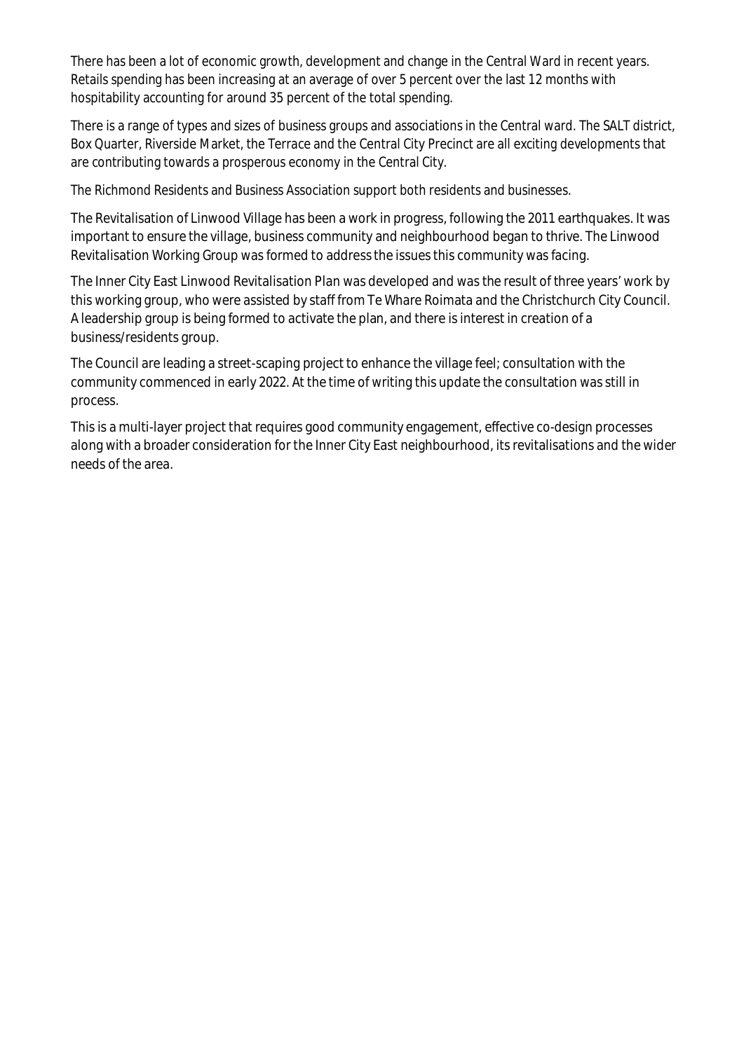There has been a lot of economic growth, development and change in the Central Ward in recent years. Retails spending has been increasing at an average of over 5 percent over the last 12 months with hospitability accounting for around 35 percent of the total spending.

There is a range of types and sizes of business groups and associations in the Central ward. The SALT district, Box Quarter, Riverside Market, the Terrace and the Central City Precinct are all exciting developments that are contributing towards a prosperous economy in the Central City.

The Richmond Residents and Business Association support both residents and businesses.

The Revitalisation of Linwood Village has been a work in progress, following the 2011 earthquakes. It was important to ensure the village, business community and neighbourhood began to thrive. The Linwood Revitalisation Working Group was formed to address the issues this community was facing.

The Inner City East Linwood Revitalisation Plan was developed and was the result of three years' work by this working group, who were assisted by staff from Te Whare Roimata and the Christchurch City Council. A leadership group is being formed to activate the plan, and there is interest in creation of a business/residents group.

The Council are leading a street-scaping project to enhance the village feel; consultation with the community commenced in early 2022. At the time of writing this update the consultation was still in process.

This is a multi-layer project that requires good community engagement, effective co-design processes along with a broader consideration for the Inner City East neighbourhood, its revitalisations and the wider needs of the area.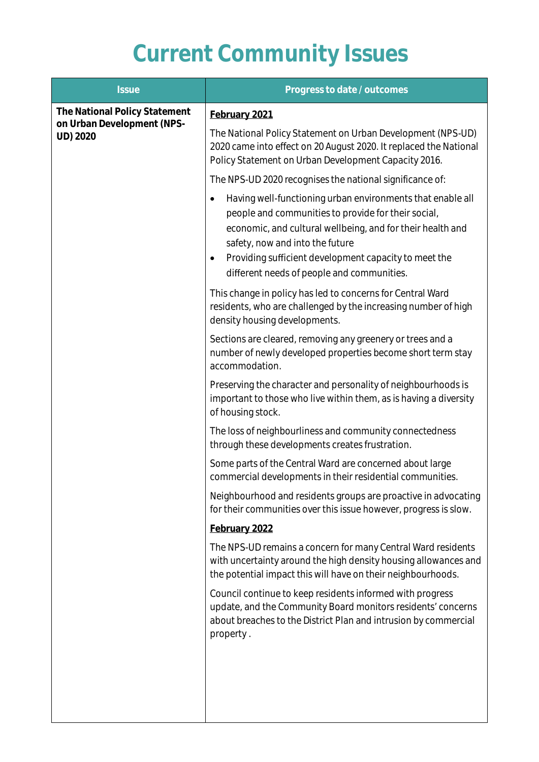# Current Community Issues

| Issue | Progress to date / outcomes |
|---|---|
| **The National Policy Statement on Urban Development (NPS-UD) 2020** | **<u>February 2021</u>**<br><br>The National Policy Statement on Urban Development (NPS-UD) 2020 came into effect on 20 August 2020. It replaced the National Policy Statement on Urban Development Capacity 2016.<br><br>The NPS-UD 2020 recognises the national significance of:<br><br>• Having well-functioning urban environments that enable all people and communities to provide for their social, economic, and cultural wellbeing, and for their health and safety, now and into the future<br>• Providing sufficient development capacity to meet the different needs of people and communities.<br><br>This change in policy has led to concerns for Central Ward residents, who are challenged by the increasing number of high density housing developments.<br><br>Sections are cleared, removing any greenery or trees and a number of newly developed properties become short term stay accommodation.<br><br>Preserving the character and personality of neighbourhoods is important to those who live within them, as is having a diversity of housing stock.<br><br>The loss of neighbourliness and community connectedness through these developments creates frustration.<br><br>Some parts of the Central Ward are concerned about large commercial developments in their residential communities.<br><br>Neighbourhood and residents groups are proactive in advocating for their communities over this issue however, progress is slow.<br><br>**<u>February 2022</u>**<br><br>The NPS-UD remains a concern for many Central Ward residents with uncertainty around the high density housing allowances and the potential impact this will have on their neighbourhoods.<br><br>Council continue to keep residents informed with progress update, and the Community Board monitors residents' concerns about breaches to the District Plan and intrusion by commercial property . |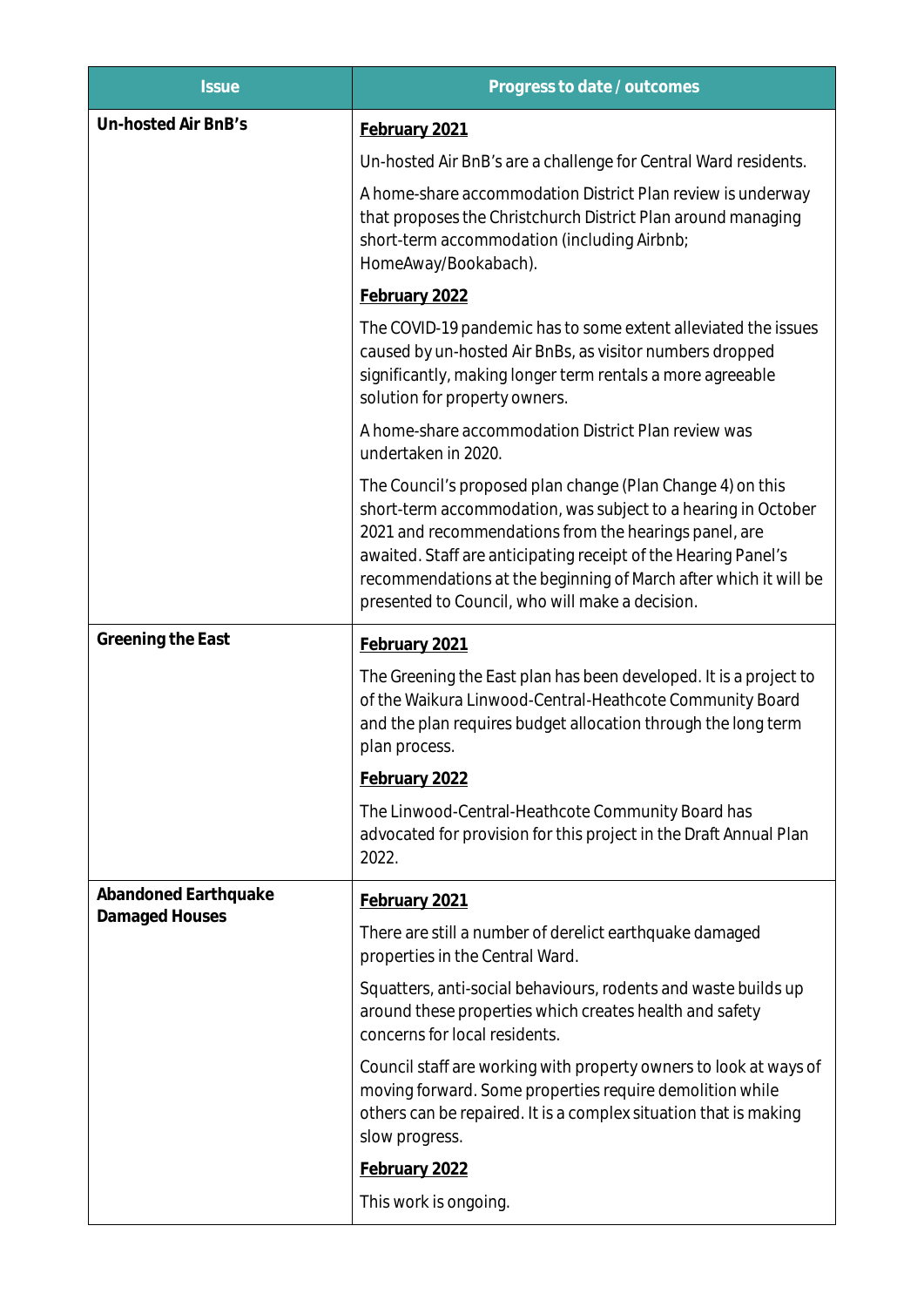| Issue | Progress to date / outcomes |
|---|---|
| **Un-hosted Air BnB's** | <u>**February 2021**</u><br><br>Un-hosted Air BnB's are a challenge for Central Ward residents.<br><br>A home-share accommodation District Plan review is underway that proposes the Christchurch District Plan around managing short-term accommodation (including Airbnb; HomeAway/Bookabach).<br><br><u>**February 2022**</u><br><br>The COVID-19 pandemic has to some extent alleviated the issues caused by un-hosted Air BnBs, as visitor numbers dropped significantly, making longer term rentals a more agreeable solution for property owners.<br><br>A home-share accommodation District Plan review was undertaken in 2020.<br><br>The Council's proposed plan change (Plan Change 4) on this short-term accommodation, was subject to a hearing in October 2021 and recommendations from the hearings panel, are awaited. Staff are anticipating receipt of the Hearing Panel's recommendations at the beginning of March after which it will be presented to Council, who will make a decision. |
| **Greening the East** | <u>**February 2021**</u><br><br>The Greening the East plan has been developed. It is a project to of the Waikura Linwood-Central-Heathcote Community Board and the plan requires budget allocation through the long term plan process.<br><br><u>**February 2022**</u><br><br>The Linwood-Central-Heathcote Community Board has advocated for provision for this project in the Draft Annual Plan 2022. |
| **Abandoned Earthquake Damaged Houses** | <u>**February 2021**</u><br><br>There are still a number of derelict earthquake damaged properties in the Central Ward.<br><br>Squatters, anti-social behaviours, rodents and waste builds up around these properties which creates health and safety concerns for local residents.<br><br>Council staff are working with property owners to look at ways of moving forward. Some properties require demolition while others can be repaired. It is a complex situation that is making slow progress.<br><br><u>**February 2022**</u><br><br>This work is ongoing. |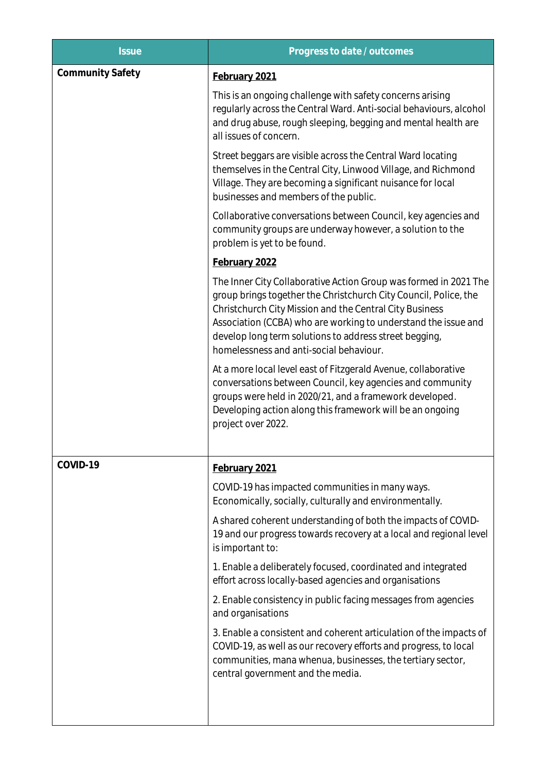| Issue | Progress to date / outcomes |
|---|---|
| **Community Safety** | **<u>February 2021</u>**<br><br>This is an ongoing challenge with safety concerns arising regularly across the Central Ward. Anti-social behaviours, alcohol and drug abuse, rough sleeping, begging and mental health are all issues of concern.<br><br>Street beggars are visible across the Central Ward locating themselves in the Central City, Linwood Village, and Richmond Village. They are becoming a significant nuisance for local businesses and members of the public.<br><br>Collaborative conversations between Council, key agencies and community groups are underway however, a solution to the problem is yet to be found.<br><br>**<u>February 2022</u>**<br><br>The Inner City Collaborative Action Group was formed in 2021 The group brings together the Christchurch City Council, Police, the Christchurch City Mission and the Central City Business Association (CCBA) who are working to understand the issue and develop long term solutions to address street begging, homelessness and anti-social behaviour.<br><br>At a more local level east of Fitzgerald Avenue, collaborative conversations between Council, key agencies and community groups were held in 2020/21, and a framework developed. Developing action along this framework will be an ongoing project over 2022. |
| **COVID-19** | **<u>February 2021</u>**<br><br>COVID-19 has impacted communities in many ways. Economically, socially, culturally and environmentally.<br><br>A shared coherent understanding of both the impacts of COVID-19 and our progress towards recovery at a local and regional level is important to:<br><br>1. Enable a deliberately focused, coordinated and integrated effort across locally-based agencies and organisations<br><br>2. Enable consistency in public facing messages from agencies and organisations<br><br>3. Enable a consistent and coherent articulation of the impacts of COVID-19, as well as our recovery efforts and progress, to local communities, mana whenua, businesses, the tertiary sector, central government and the media. |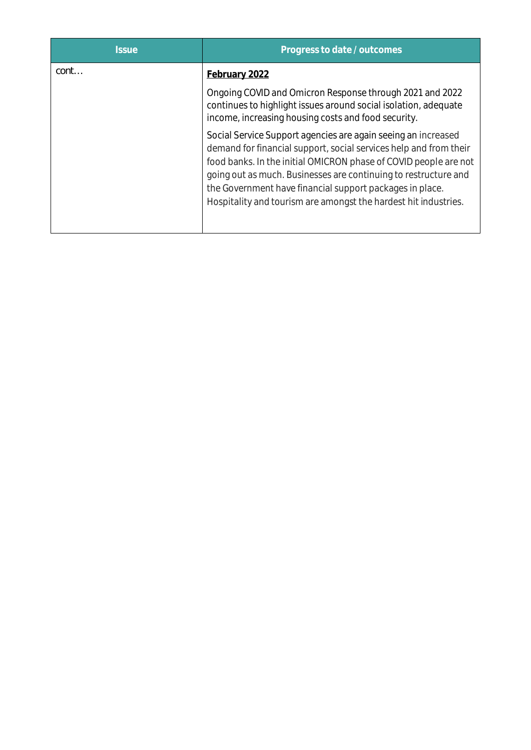| Issue | Progress to date / outcomes |
|---|---|
| cont… | **February 2022**<br><br>Ongoing COVID and Omicron Response through 2021 and 2022 continues to highlight issues around social isolation, adequate income, increasing housing costs and food security.<br><br>Social Service Support agencies are again seeing an increased demand for financial support, social services help and from their food banks. In the initial OMICRON phase of COVID people are not going out as much. Businesses are continuing to restructure and the Government have financial support packages in place. Hospitality and tourism are amongst the hardest hit industries. |